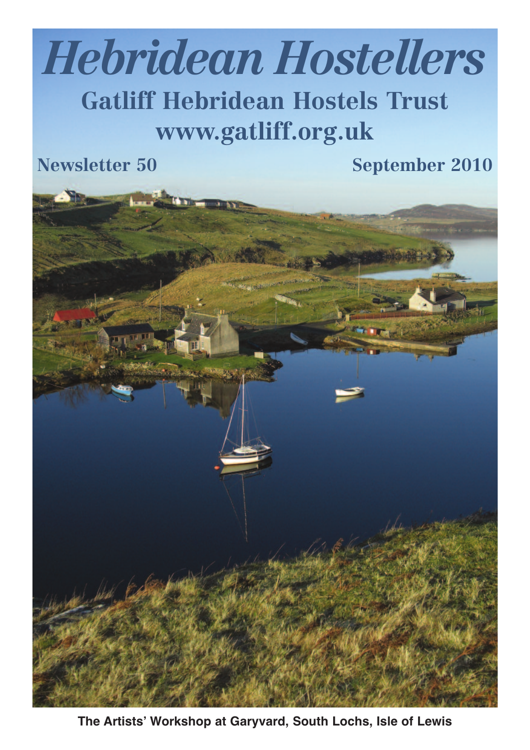# Hebridean Hostellers

## Gatliff Hebridean Hostels Trust

## www.gatliff.org.uk

**Newsletter 50** **September 2010**

**The Artists' Workshop at Garyvard, South Lochs, Isle of Lewis**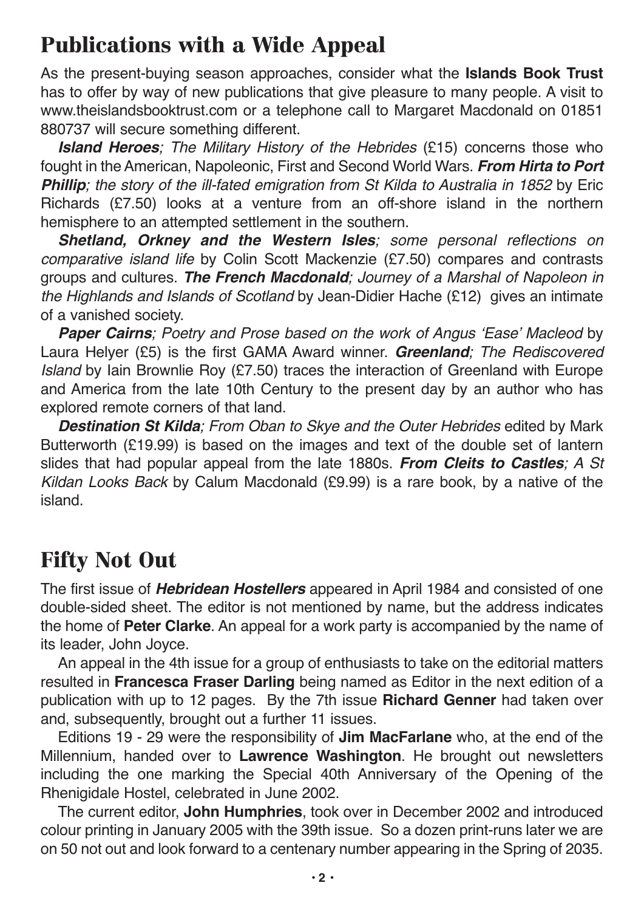## Publications with a Wide Appeal

As the present-buying season approaches, consider what the **Islands Book Trust** has to offer by way of new publications that give pleasure to many people. A visit to www.theislandsbooktrust.com or a telephone call to Margaret Macdonald on 01851 880737 will secure something different.

***Island Heroes***; *The Military History of the Hebrides* (£15) concerns those who fought in the American, Napoleonic, First and Second World Wars. ***From Hirta to Port Phillip***; *the story of the ill-fated emigration from St Kilda to Australia in 1852* by Eric Richards (£7.50) looks at a venture from an off-shore island in the northern hemisphere to an attempted settlement in the southern.

***Shetland, Orkney and the Western Isles***; *some personal reflections on comparative island life* by Colin Scott Mackenzie (£7.50) compares and contrasts groups and cultures. ***The French Macdonald***; *Journey of a Marshal of Napoleon in the Highlands and Islands of Scotland* by Jean-Didier Hache (£12) gives an intimate of a vanished society.

***Paper Cairns***; *Poetry and Prose based on the work of Angus 'Ease' Macleod* by Laura Helyer (£5) is the first GAMA Award winner. ***Greenland***; *The Rediscovered Island* by Iain Brownlie Roy (£7.50) traces the interaction of Greenland with Europe and America from the late 10th Century to the present day by an author who has explored remote corners of that land.

***Destination St Kilda***; *From Oban to Skye and the Outer Hebrides* edited by Mark Butterworth (£19.99) is based on the images and text of the double set of lantern slides that had popular appeal from the late 1880s. ***From Cleits to Castles***; *A St Kildan Looks Back* by Calum Macdonald (£9.99) is a rare book, by a native of the island.

## Fifty Not Out

The first issue of ***Hebridean Hostellers*** appeared in April 1984 and consisted of one double-sided sheet. The editor is not mentioned by name, but the address indicates the home of **Peter Clarke**. An appeal for a work party is accompanied by the name of its leader, John Joyce.

An appeal in the 4th issue for a group of enthusiasts to take on the editorial matters resulted in **Francesca Fraser Darling** being named as Editor in the next edition of a publication with up to 12 pages. By the 7th issue **Richard Genner** had taken over and, subsequently, brought out a further 11 issues.

Editions 19 - 29 were the responsibility of **Jim MacFarlane** who, at the end of the Millennium, handed over to **Lawrence Washington**. He brought out newsletters including the one marking the Special 40th Anniversary of the Opening of the Rhenigidale Hostel, celebrated in June 2002.

The current editor, **John Humphries**, took over in December 2002 and introduced colour printing in January 2005 with the 39th issue. So a dozen print-runs later we are on 50 not out and look forward to a centenary number appearing in the Spring of 2035.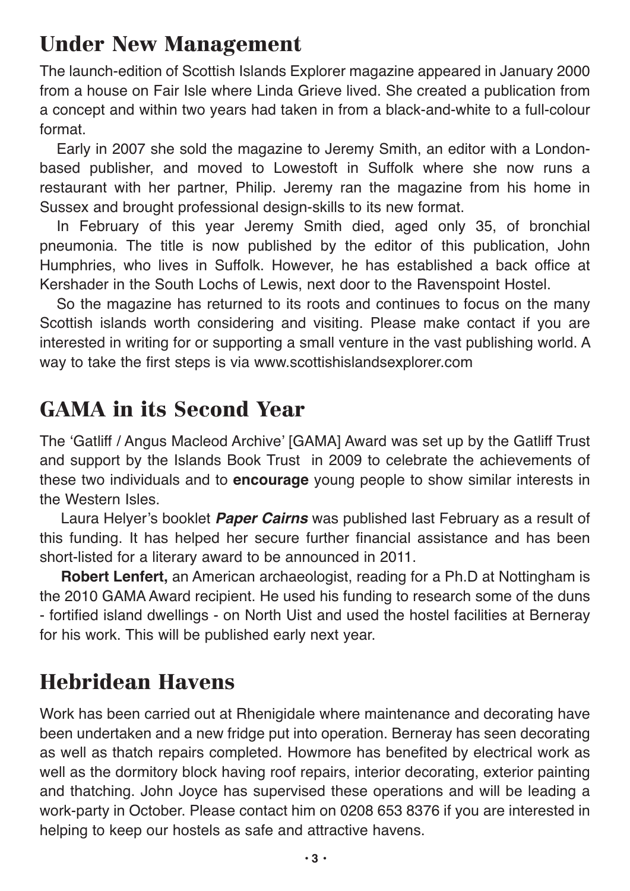## Under New Management

The launch-edition of Scottish Islands Explorer magazine appeared in January 2000 from a house on Fair Isle where Linda Grieve lived. She created a publication from a concept and within two years had taken in from a black-and-white to a full-colour format.

Early in 2007 she sold the magazine to Jeremy Smith, an editor with a London-based publisher, and moved to Lowestoft in Suffolk where she now runs a restaurant with her partner, Philip. Jeremy ran the magazine from his home in Sussex and brought professional design-skills to its new format.

In February of this year Jeremy Smith died, aged only 35, of bronchial pneumonia. The title is now published by the editor of this publication, John Humphries, who lives in Suffolk. However, he has established a back office at Kershader in the South Lochs of Lewis, next door to the Ravenspoint Hostel.

So the magazine has returned to its roots and continues to focus on the many Scottish islands worth considering and visiting. Please make contact if you are interested in writing for or supporting a small venture in the vast publishing world. A way to take the first steps is via www.scottishislandsexplorer.com

## GAMA in its Second Year

The 'Gatliff / Angus Macleod Archive' [GAMA] Award was set up by the Gatliff Trust and support by the Islands Book Trust in 2009 to celebrate the achievements of these two individuals and to **encourage** young people to show similar interests in the Western Isles.

Laura Helyer's booklet ***Paper Cairns*** was published last February as a result of this funding. It has helped her secure further financial assistance and has been short-listed for a literary award to be announced in 2011.

**Robert Lenfert,** an American archaeologist, reading for a Ph.D at Nottingham is the 2010 GAMA Award recipient. He used his funding to research some of the duns - fortified island dwellings - on North Uist and used the hostel facilities at Berneray for his work. This will be published early next year.

## Hebridean Havens

Work has been carried out at Rhenigidale where maintenance and decorating have been undertaken and a new fridge put into operation. Berneray has seen decorating as well as thatch repairs completed. Howmore has benefited by electrical work as well as the dormitory block having roof repairs, interior decorating, exterior painting and thatching. John Joyce has supervised these operations and will be leading a work-party in October. Please contact him on 0208 653 8376 if you are interested in helping to keep our hostels as safe and attractive havens.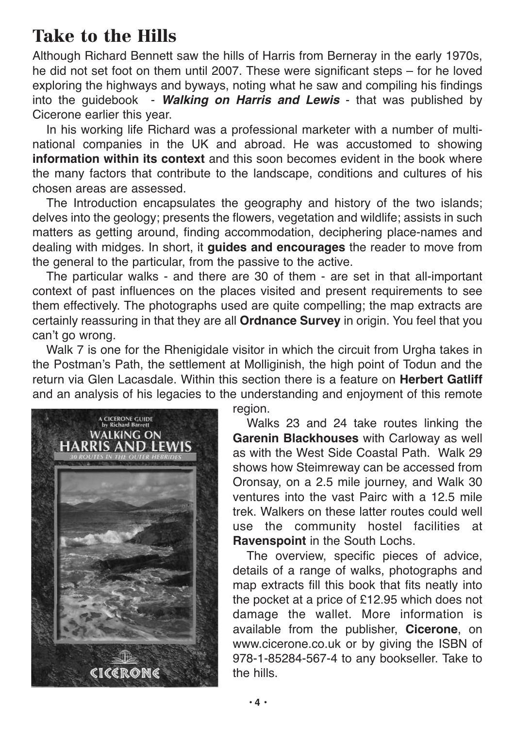# Take to the Hills

Although Richard Bennett saw the hills of Harris from Berneray in the early 1970s, he did not set foot on them until 2007. These were significant steps – for he loved exploring the highways and byways, noting what he saw and compiling his findings into the guidebook - ***Walking on Harris and Lewis*** - that was published by Cicerone earlier this year.

In his working life Richard was a professional marketer with a number of multi-national companies in the UK and abroad. He was accustomed to showing **information within its context** and this soon becomes evident in the book where the many factors that contribute to the landscape, conditions and cultures of his chosen areas are assessed.

The Introduction encapsulates the geography and history of the two islands; delves into the geology; presents the flowers, vegetation and wildlife; assists in such matters as getting around, finding accommodation, deciphering place-names and dealing with midges. In short, it **guides and encourages** the reader to move from the general to the particular, from the passive to the active.

The particular walks - and there are 30 of them - are set in that all-important context of past influences on the places visited and present requirements to see them effectively. The photographs used are quite compelling; the map extracts are certainly reassuring in that they are all **Ordnance Survey** in origin. You feel that you can't go wrong.

Walk 7 is one for the Rhenigidale visitor in which the circuit from Urgha takes in the Postman's Path, the settlement at Molliginish, the high point of Todun and the return via Glen Lacasdale. Within this section there is a feature on **Herbert Gatliff** and an analysis of his legacies to the understanding and enjoyment of this remote region.

Walks 23 and 24 take routes linking the **Garenin Blackhouses** with Carloway as well as with the West Side Coastal Path. Walk 29 shows how Steimreway can be accessed from Oronsay, on a 2.5 mile journey, and Walk 30 ventures into the vast Pairc with a 12.5 mile trek. Walkers on these latter routes could well use the community hostel facilities at **Ravenspoint** in the South Lochs.

The overview, specific pieces of advice, details of a range of walks, photographs and map extracts fill this book that fits neatly into the pocket at a price of £12.95 which does not damage the wallet. More information is available from the publisher, **Cicerone**, on www.cicerone.co.uk or by giving the ISBN of 978-1-85284-567-4 to any bookseller. Take to the hills.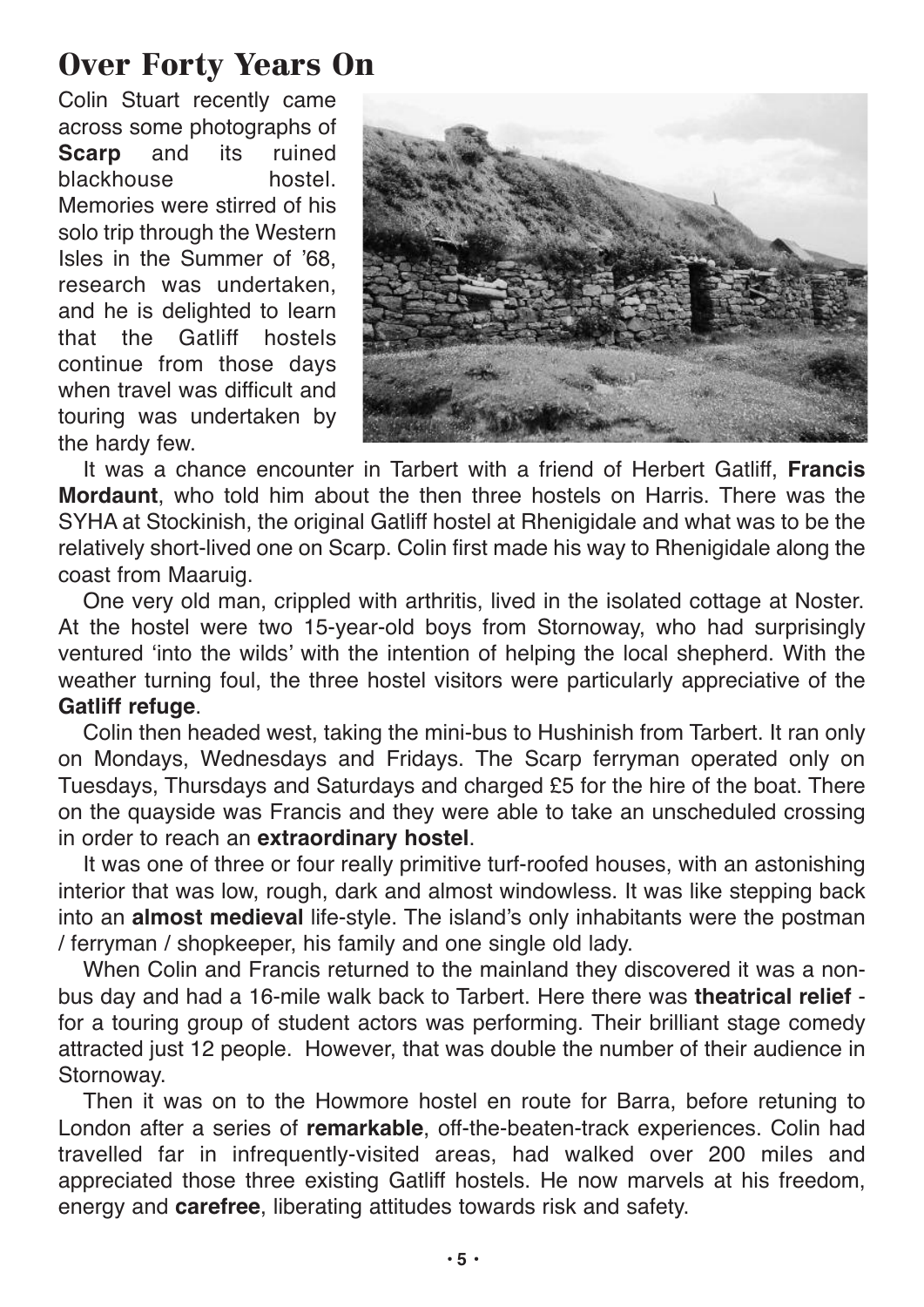# Over Forty Years On

Colin Stuart recently came across some photographs of **Scarp** and its ruined blackhouse hostel. Memories were stirred of his solo trip through the Western Isles in the Summer of '68, research was undertaken, and he is delighted to learn that the Gatliff hostels continue from those days when travel was difficult and touring was undertaken by the hardy few.

It was a chance encounter in Tarbert with a friend of Herbert Gatliff, **Francis Mordaunt**, who told him about the then three hostels on Harris. There was the SYHA at Stockinish, the original Gatliff hostel at Rhenigidale and what was to be the relatively short-lived one on Scarp. Colin first made his way to Rhenigidale along the coast from Maaruig.

One very old man, crippled with arthritis, lived in the isolated cottage at Noster. At the hostel were two 15-year-old boys from Stornoway, who had surprisingly ventured 'into the wilds' with the intention of helping the local shepherd. With the weather turning foul, the three hostel visitors were particularly appreciative of the **Gatliff refuge**.

Colin then headed west, taking the mini-bus to Hushinish from Tarbert. It ran only on Mondays, Wednesdays and Fridays. The Scarp ferryman operated only on Tuesdays, Thursdays and Saturdays and charged £5 for the hire of the boat. There on the quayside was Francis and they were able to take an unscheduled crossing in order to reach an **extraordinary hostel**.

It was one of three or four really primitive turf-roofed houses, with an astonishing interior that was low, rough, dark and almost windowless. It was like stepping back into an **almost medieval** life-style. The island's only inhabitants were the postman / ferryman / shopkeeper, his family and one single old lady.

When Colin and Francis returned to the mainland they discovered it was a non-bus day and had a 16-mile walk back to Tarbert. Here there was **theatrical relief** - for a touring group of student actors was performing. Their brilliant stage comedy attracted just 12 people. However, that was double the number of their audience in Stornoway.

Then it was on to the Howmore hostel en route for Barra, before retuning to London after a series of **remarkable**, off-the-beaten-track experiences. Colin had travelled far in infrequently-visited areas, had walked over 200 miles and appreciated those three existing Gatliff hostels. He now marvels at his freedom, energy and **carefree**, liberating attitudes towards risk and safety.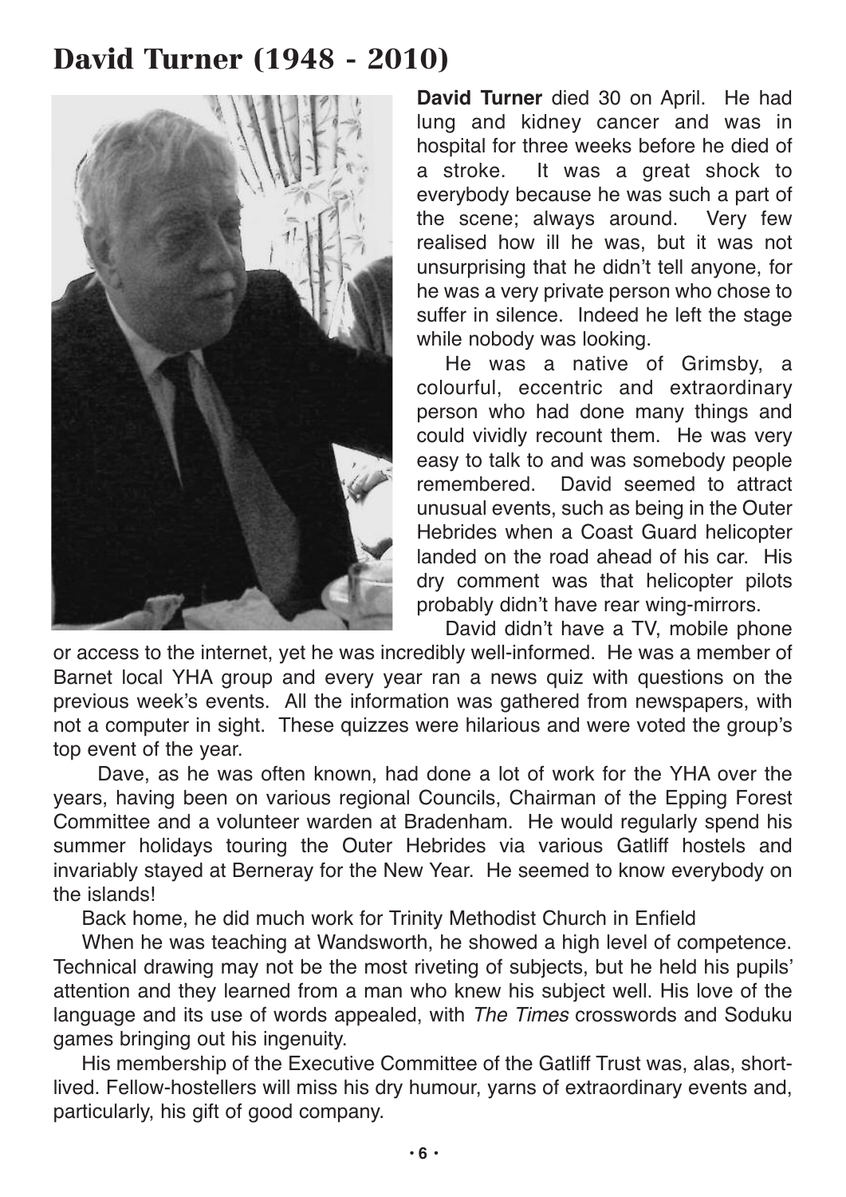# David Turner (1948 - 2010)

**David Turner** died 30 on April. He had lung and kidney cancer and was in hospital for three weeks before he died of a stroke. It was a great shock to everybody because he was such a part of the scene; always around. Very few realised how ill he was, but it was not unsurprising that he didn't tell anyone, for he was a very private person who chose to suffer in silence. Indeed he left the stage while nobody was looking.

He was a native of Grimsby, a colourful, eccentric and extraordinary person who had done many things and could vividly recount them. He was very easy to talk to and was somebody people remembered. David seemed to attract unusual events, such as being in the Outer Hebrides when a Coast Guard helicopter landed on the road ahead of his car. His dry comment was that helicopter pilots probably didn't have rear wing-mirrors.

David didn't have a TV, mobile phone or access to the internet, yet he was incredibly well-informed. He was a member of Barnet local YHA group and every year ran a news quiz with questions on the previous week's events. All the information was gathered from newspapers, with not a computer in sight. These quizzes were hilarious and were voted the group's top event of the year.

Dave, as he was often known, had done a lot of work for the YHA over the years, having been on various regional Councils, Chairman of the Epping Forest Committee and a volunteer warden at Bradenham. He would regularly spend his summer holidays touring the Outer Hebrides via various Gatliff hostels and invariably stayed at Berneray for the New Year. He seemed to know everybody on the islands!

Back home, he did much work for Trinity Methodist Church in Enfield

When he was teaching at Wandsworth, he showed a high level of competence. Technical drawing may not be the most riveting of subjects, but he held his pupils' attention and they learned from a man who knew his subject well. His love of the language and its use of words appealed, with *The Times* crosswords and Soduku games bringing out his ingenuity.

His membership of the Executive Committee of the Gatliff Trust was, alas, short-lived. Fellow-hostellers will miss his dry humour, yarns of extraordinary events and, particularly, his gift of good company.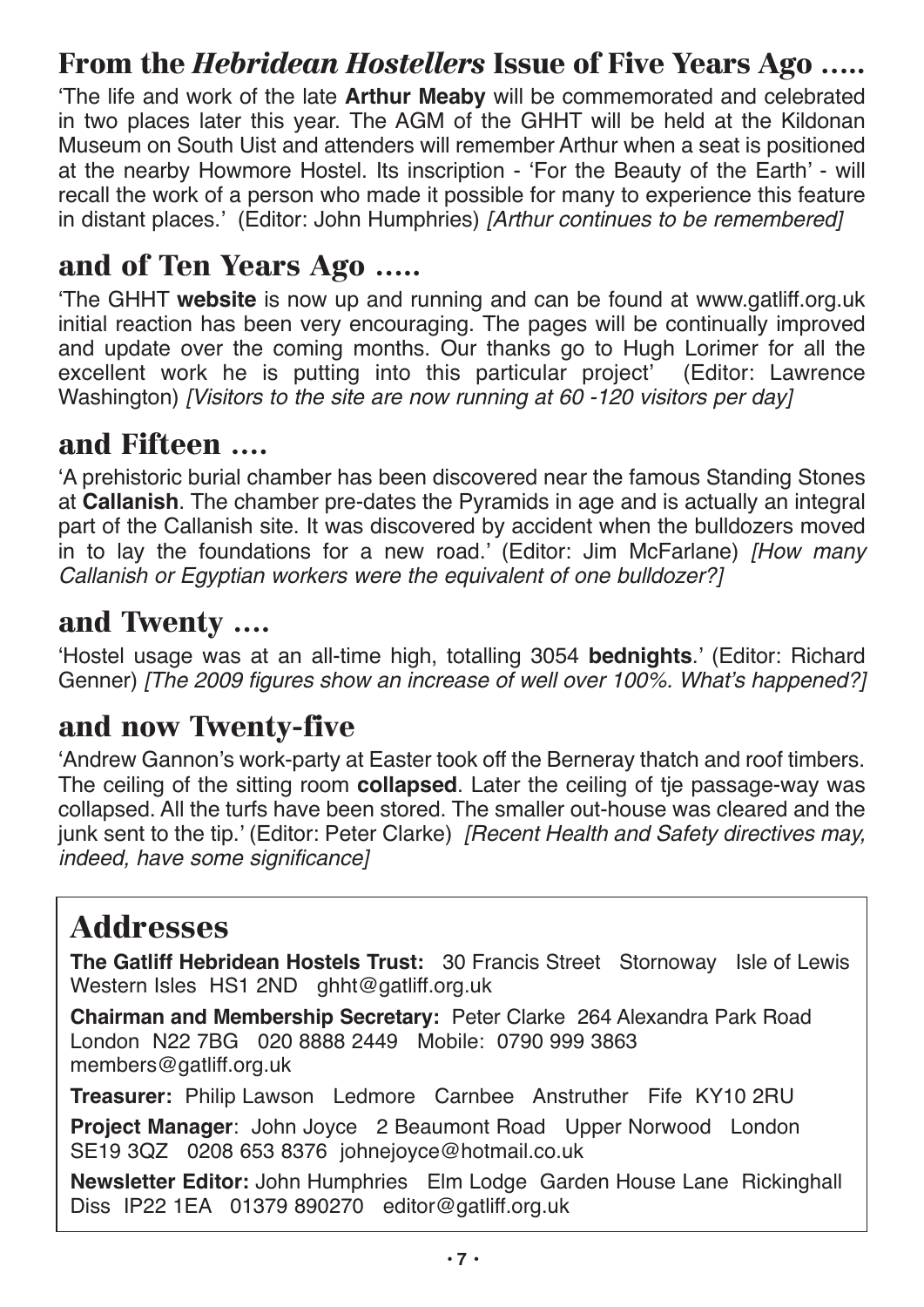## From the *Hebridean Hostellers* Issue of Five Years Ago .....

'The life and work of the late **Arthur Meaby** will be commemorated and celebrated in two places later this year. The AGM of the GHHT will be held at the Kildonan Museum on South Uist and attenders will remember Arthur when a seat is positioned at the nearby Howmore Hostel. Its inscription - 'For the Beauty of the Earth' - will recall the work of a person who made it possible for many to experience this feature in distant places.' (Editor: John Humphries) *[Arthur continues to be remembered]*

## and of Ten Years Ago .....

'The GHHT **website** is now up and running and can be found at www.gatliff.org.uk initial reaction has been very encouraging. The pages will be continually improved and update over the coming months. Our thanks go to Hugh Lorimer for all the excellent work he is putting into this particular project' (Editor: Lawrence Washington) *[Visitors to the site are now running at 60 -120 visitors per day]*

## and Fifteen ....

'A prehistoric burial chamber has been discovered near the famous Standing Stones at **Callanish**. The chamber pre-dates the Pyramids in age and is actually an integral part of the Callanish site. It was discovered by accident when the bulldozers moved in to lay the foundations for a new road.' (Editor: Jim McFarlane) *[How many Callanish or Egyptian workers were the equivalent of one bulldozer?]*

## and Twenty ....

'Hostel usage was at an all-time high, totalling 3054 **bednights**.' (Editor: Richard Genner) *[The 2009 figures show an increase of well over 100%. What's happened?]*

## and now Twenty-five

'Andrew Gannon's work-party at Easter took off the Berneray thatch and roof timbers. The ceiling of the sitting room **collapsed**. Later the ceiling of tje passage-way was collapsed. All the turfs have been stored. The smaller out-house was cleared and the junk sent to the tip.' (Editor: Peter Clarke) *[Recent Health and Safety directives may, indeed, have some significance]*

## Addresses

**The Gatliff Hebridean Hostels Trust:** 30 Francis Street Stornoway Isle of Lewis Western Isles HS1 2ND ghht@gatliff.org.uk

**Chairman and Membership Secretary:** Peter Clarke 264 Alexandra Park Road London N22 7BG 020 8888 2449 Mobile: 0790 999 3863 members@gatliff.org.uk

**Treasurer:** Philip Lawson Ledmore Carnbee Anstruther Fife KY10 2RU

**Project Manager**: John Joyce 2 Beaumont Road Upper Norwood London SE19 3QZ 0208 653 8376 johnejoyce@hotmail.co.uk

**Newsletter Editor:** John Humphries Elm Lodge Garden House Lane Rickinghall Diss IP22 1EA 01379 890270 editor@gatliff.org.uk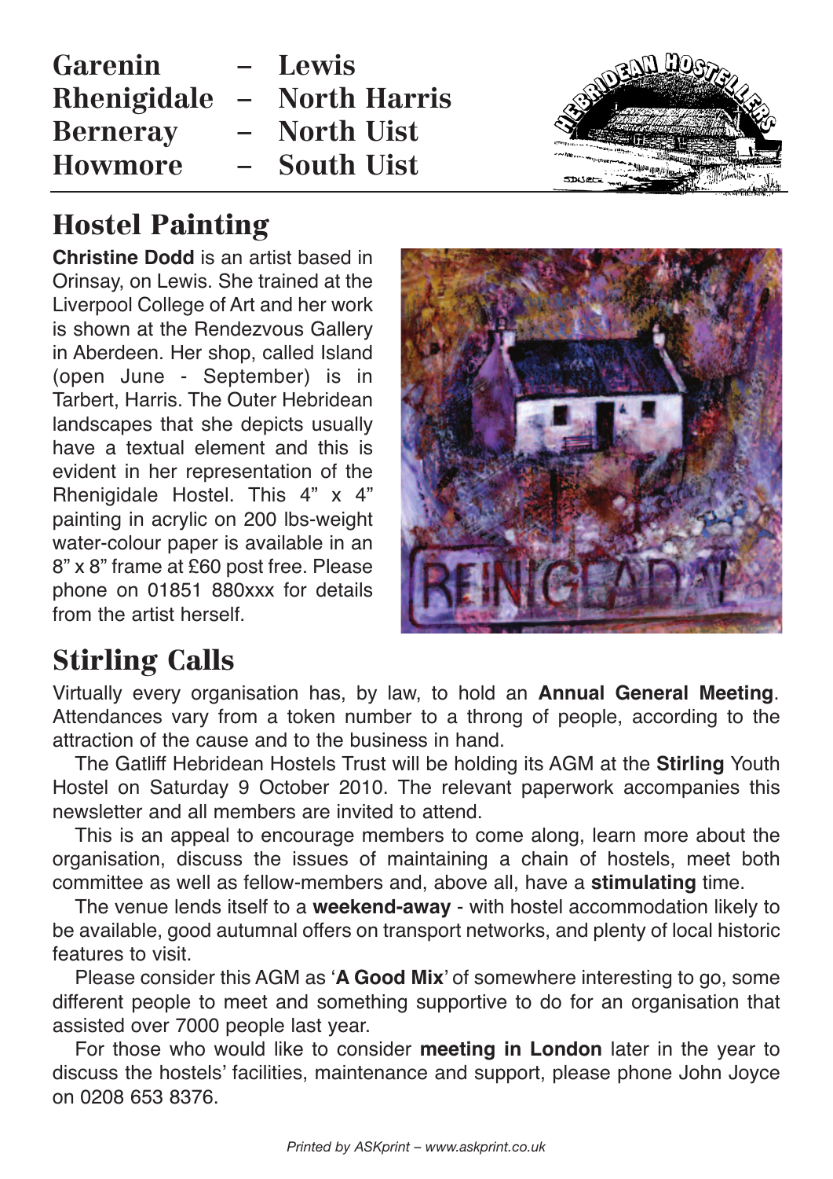**Garenin – Lewis**
**Rhenigidale – North Harris**
**Berneray – North Uist**
**Howmore – South Uist**

## Hostel Painting

**Christine Dodd** is an artist based in Orinsay, on Lewis. She trained at the Liverpool College of Art and her work is shown at the Rendezvous Gallery in Aberdeen. Her shop, called Island (open June - September) is in Tarbert, Harris. The Outer Hebridean landscapes that she depicts usually have a textual element and this is evident in her representation of the Rhenigidale Hostel. This 4" x 4" painting in acrylic on 200 lbs-weight water-colour paper is available in an 8" x 8" frame at £60 post free. Please phone on 01851 880xxx for details from the artist herself.

## Stirling Calls

Virtually every organisation has, by law, to hold an **Annual General Meeting**. Attendances vary from a token number to a throng of people, according to the attraction of the cause and to the business in hand.

The Gatliff Hebridean Hostels Trust will be holding its AGM at the **Stirling** Youth Hostel on Saturday 9 October 2010. The relevant paperwork accompanies this newsletter and all members are invited to attend.

This is an appeal to encourage members to come along, learn more about the organisation, discuss the issues of maintaining a chain of hostels, meet both committee as well as fellow-members and, above all, have a **stimulating** time.

The venue lends itself to a **weekend-away** - with hostel accommodation likely to be available, good autumnal offers on transport networks, and plenty of local historic features to visit.

Please consider this AGM as '**A Good Mix**' of somewhere interesting to go, some different people to meet and something supportive to do for an organisation that assisted over 7000 people last year.

For those who would like to consider **meeting in London** later in the year to discuss the hostels' facilities, maintenance and support, please phone John Joyce on 0208 653 8376.

*Printed by ASKprint – www.askprint.co.uk*